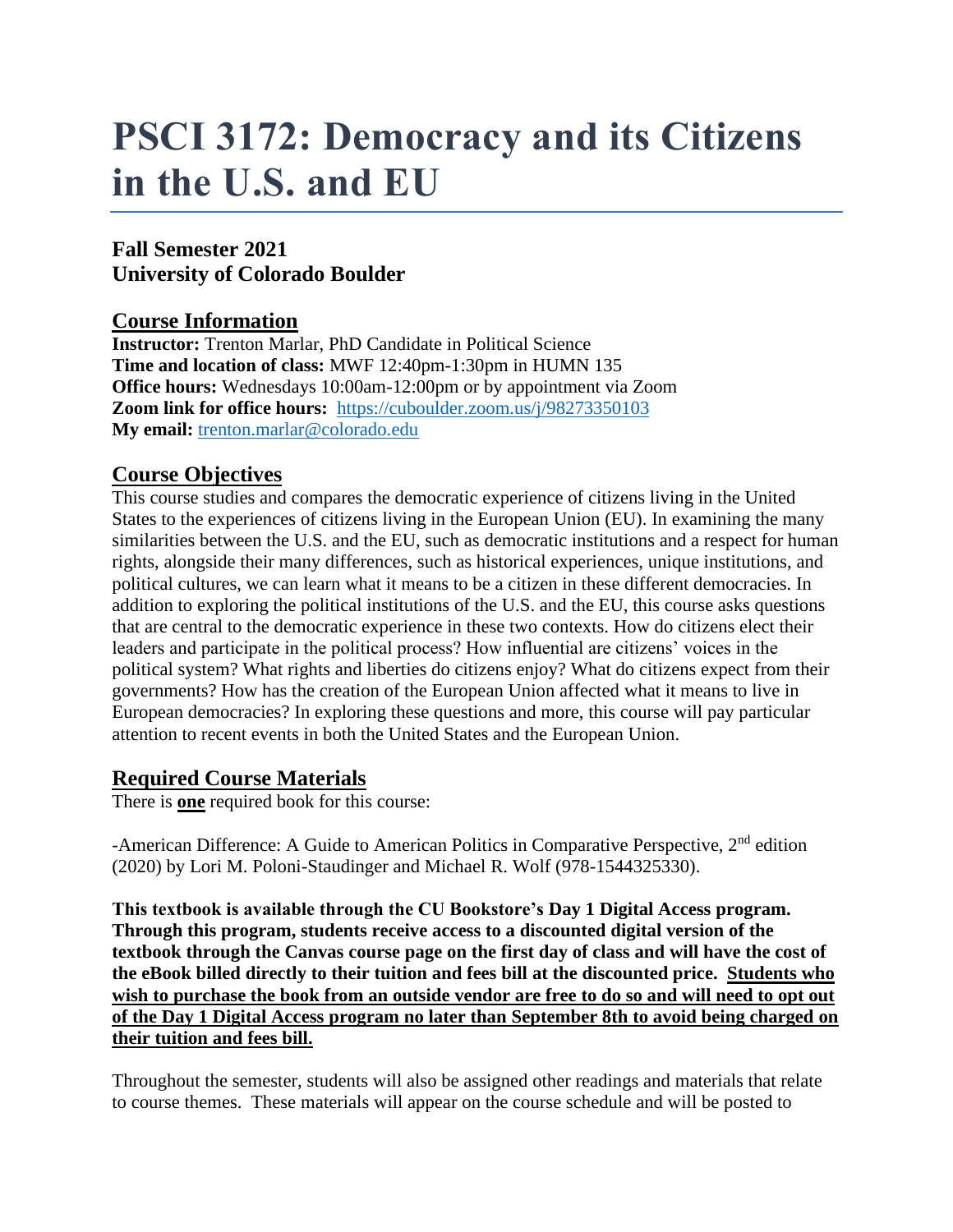# PSCI 3172: Democracy and its Citizens in the U.S. and EU

**Fall Semester 2021**
**University of Colorado Boulder**

## Course Information

**Instructor:** Trenton Marlar, PhD Candidate in Political Science
**Time and location of class:** MWF 12:40pm-1:30pm in HUMN 135
**Office hours:** Wednesdays 10:00am-12:00pm or by appointment via Zoom
**Zoom link for office hours:** https://cuboulder.zoom.us/j/98273350103
**My email:** trenton.marlar@colorado.edu

## Course Objectives

This course studies and compares the democratic experience of citizens living in the United States to the experiences of citizens living in the European Union (EU). In examining the many similarities between the U.S. and the EU, such as democratic institutions and a respect for human rights, alongside their many differences, such as historical experiences, unique institutions, and political cultures, we can learn what it means to be a citizen in these different democracies. In addition to exploring the political institutions of the U.S. and the EU, this course asks questions that are central to the democratic experience in these two contexts. How do citizens elect their leaders and participate in the political process? How influential are citizens' voices in the political system? What rights and liberties do citizens enjoy? What do citizens expect from their governments? How has the creation of the European Union affected what it means to live in European democracies? In exploring these questions and more, this course will pay particular attention to recent events in both the United States and the European Union.

## Required Course Materials

There is **one** required book for this course:

-American Difference: A Guide to American Politics in Comparative Perspective, 2nd edition (2020) by Lori M. Poloni-Staudinger and Michael R. Wolf (978-1544325330).

**This textbook is available through the CU Bookstore's Day 1 Digital Access program. Through this program, students receive access to a discounted digital version of the textbook through the Canvas course page on the first day of class and will have the cost of the eBook billed directly to their tuition and fees bill at the discounted price. Students who wish to purchase the book from an outside vendor are free to do so and will need to opt out of the Day 1 Digital Access program no later than September 8th to avoid being charged on their tuition and fees bill.**

Throughout the semester, students will also be assigned other readings and materials that relate to course themes. These materials will appear on the course schedule and will be posted to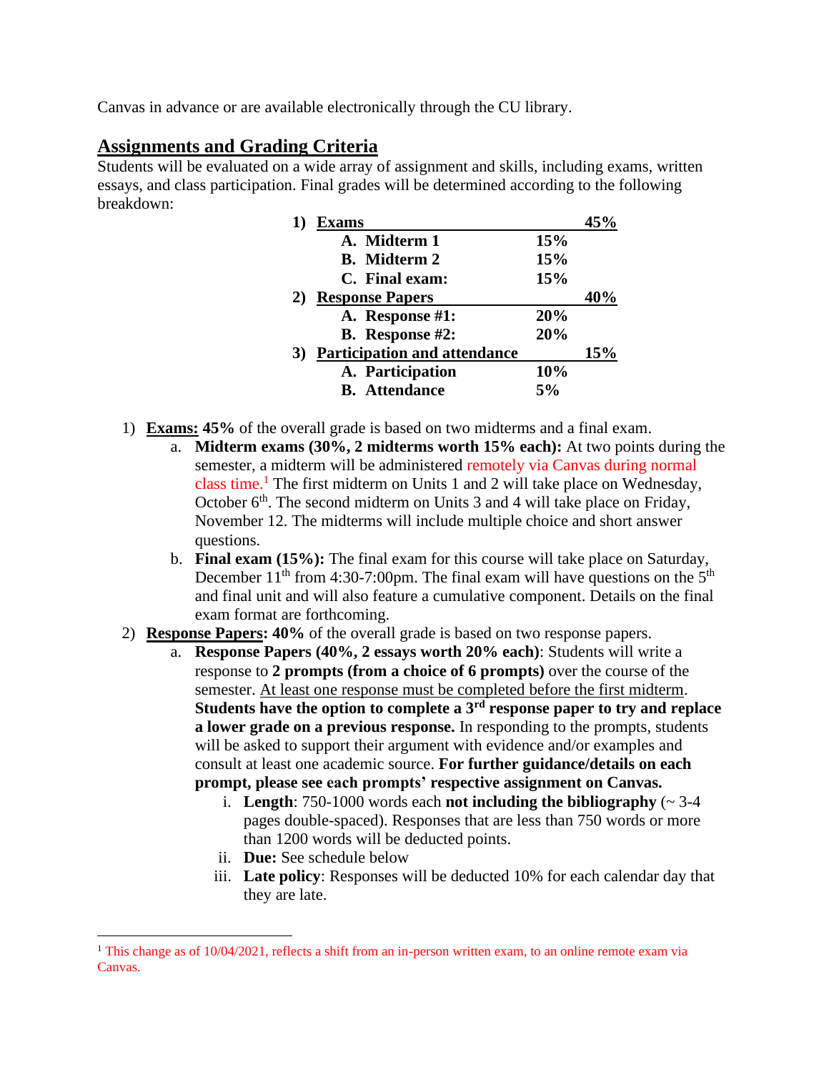Canvas in advance or are available electronically through the CU library.

## Assignments and Grading Criteria

Students will be evaluated on a wide array of assignment and skills, including exams, written essays, and class participation. Final grades will be determined according to the following breakdown:

| | | |
|---|---|---|
| **1) Exams** | | **45%** |
| **A. Midterm 1** | **15%** | |
| **B. Midterm 2** | **15%** | |
| **C. Final exam:** | **15%** | |
| **2) Response Papers** | | **40%** |
| **A. Response #1:** | **20%** | |
| **B. Response #2:** | **20%** | |
| **3) Participation and attendance** | | **15%** |
| **A. Participation** | **10%** | |
| **B. Attendance** | **5%** | |

1) **Exams: 45%** of the overall grade is based on two midterms and a final exam.
    a. **Midterm exams (30%, 2 midterms worth 15% each):** At two points during the semester, a midterm will be administered remotely via Canvas during normal class time.[1] The first midterm on Units 1 and 2 will take place on Wednesday, October 6th. The second midterm on Units 3 and 4 will take place on Friday, November 12. The midterms will include multiple choice and short answer questions.
    b. **Final exam (15%):** The final exam for this course will take place on Saturday, December 11th from 4:30-7:00pm. The final exam will have questions on the 5th and final unit and will also feature a cumulative component. Details on the final exam format are forthcoming.
2) **Response Papers: 40%** of the overall grade is based on two response papers.
    a. **Response Papers (40%, 2 essays worth 20% each)**: Students will write a response to **2 prompts (from a choice of 6 prompts)** over the course of the semester. <u>At least one response must be completed before the first midterm</u>. **Students have the option to complete a 3rd response paper to try and replace a lower grade on a previous response.** In responding to the prompts, students will be asked to support their argument with evidence and/or examples and consult at least one academic source. **For further guidance/details on each prompt, please see each prompts' respective assignment on Canvas.**
        i. **Length**: 750-1000 words each **not including the bibliography** (~ 3-4 pages double-spaced). Responses that are less than 750 words or more than 1200 words will be deducted points.
        ii. **Due:** See schedule below
        iii. **Late policy**: Responses will be deducted 10% for each calendar day that they are late.

[1] This change as of 10/04/2021, reflects a shift from an in-person written exam, to an online remote exam via Canvas.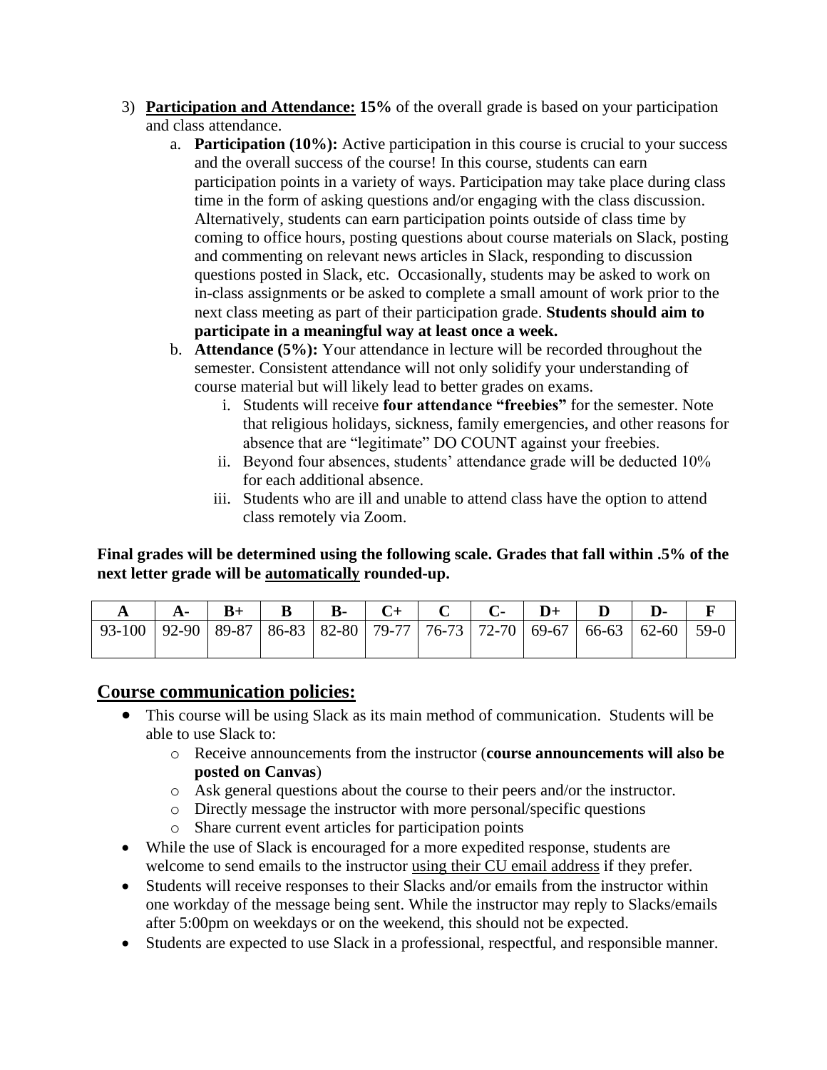3) **Participation and Attendance: 15%** of the overall grade is based on your participation and class attendance.
   a. **Participation (10%):** Active participation in this course is crucial to your success and the overall success of the course! In this course, students can earn participation points in a variety of ways. Participation may take place during class time in the form of asking questions and/or engaging with the class discussion. Alternatively, students can earn participation points outside of class time by coming to office hours, posting questions about course materials on Slack, posting and commenting on relevant news articles in Slack, responding to discussion questions posted in Slack, etc. Occasionally, students may be asked to work on in-class assignments or be asked to complete a small amount of work prior to the next class meeting as part of their participation grade. **Students should aim to participate in a meaningful way at least once a week.**
   b. **Attendance (5%):** Your attendance in lecture will be recorded throughout the semester. Consistent attendance will not only solidify your understanding of course material but will likely lead to better grades on exams.
      i. Students will receive **four attendance "freebies"** for the semester. Note that religious holidays, sickness, family emergencies, and other reasons for absence that are "legitimate" DO COUNT against your freebies.
      ii. Beyond four absences, students' attendance grade will be deducted 10% for each additional absence.
      iii. Students who are ill and unable to attend class have the option to attend class remotely via Zoom.

**Final grades will be determined using the following scale. Grades that fall within .5% of the next letter grade will be <u>automatically</u> rounded-up.**

| A | A- | B+ | B | B- | C+ | C | C- | D+ | D | D- | F |
|---|---|---|---|---|---|---|---|---|---|---|---|
| 93-100 | 92-90 | 89-87 | 86-83 | 82-80 | 79-77 | 76-73 | 72-70 | 69-67 | 66-63 | 62-60 | 59-0 |

## Course communication policies:

- This course will be using Slack as its main method of communication. Students will be able to use Slack to:
  - Receive announcements from the instructor (**course announcements will also be posted on Canvas**)
  - Ask general questions about the course to their peers and/or the instructor.
  - Directly message the instructor with more personal/specific questions
  - Share current event articles for participation points
- While the use of Slack is encouraged for a more expedited response, students are welcome to send emails to the instructor <u>using their CU email address</u> if they prefer.
- Students will receive responses to their Slacks and/or emails from the instructor within one workday of the message being sent. While the instructor may reply to Slacks/emails after 5:00pm on weekdays or on the weekend, this should not be expected.
- Students are expected to use Slack in a professional, respectful, and responsible manner.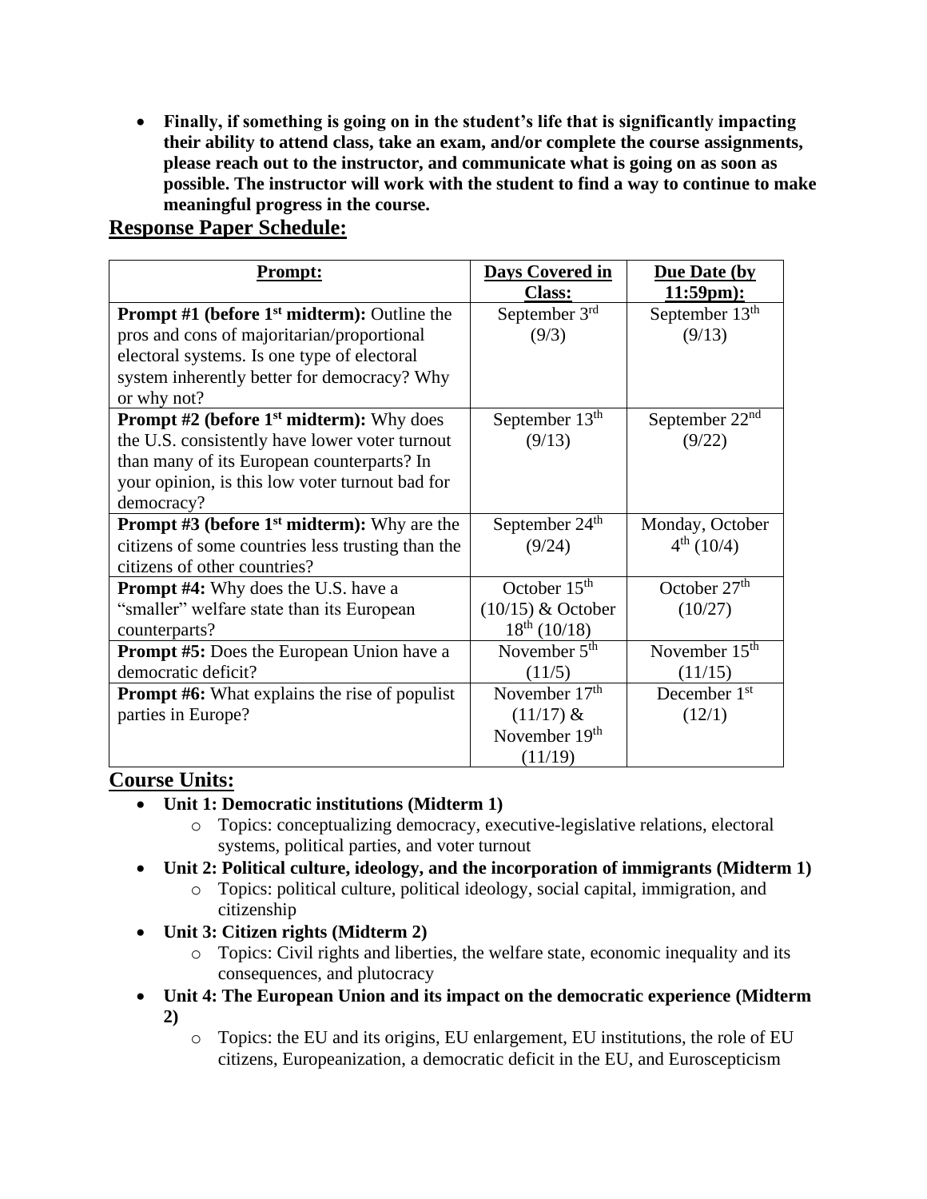- **Finally, if something is going on in the student's life that is significantly impacting their ability to attend class, take an exam, and/or complete the course assignments, please reach out to the instructor, and communicate what is going on as soon as possible. The instructor will work with the student to find a way to continue to make meaningful progress in the course.**

## Response Paper Schedule:

| **Prompt:** | **Days Covered in Class:** | **Due Date (by 11:59pm):** |
| --- | --- | --- |
| **Prompt #1 (before 1st midterm):** Outline the pros and cons of majoritarian/proportional electoral systems. Is one type of electoral system inherently better for democracy? Why or why not? | September 3rd (9/3) | September 13th (9/13) |
| **Prompt #2 (before 1st midterm):** Why does the U.S. consistently have lower voter turnout than many of its European counterparts? In your opinion, is this low voter turnout bad for democracy? | September 13th (9/13) | September 22nd (9/22) |
| **Prompt #3 (before 1st midterm):** Why are the citizens of some countries less trusting than the citizens of other countries? | September 24th (9/24) | Monday, October 4th (10/4) |
| **Prompt #4:** Why does the U.S. have a "smaller" welfare state than its European counterparts? | October 15th (10/15) & October 18th (10/18) | October 27th (10/27) |
| **Prompt #5:** Does the European Union have a democratic deficit? | November 5th (11/5) | November 15th (11/15) |
| **Prompt #6:** What explains the rise of populist parties in Europe? | November 17th (11/17) & November 19th (11/19) | December 1st (12/1) |

## Course Units:

- **Unit 1: Democratic institutions (Midterm 1)**
  - Topics: conceptualizing democracy, executive-legislative relations, electoral systems, political parties, and voter turnout
- **Unit 2: Political culture, ideology, and the incorporation of immigrants (Midterm 1)**
  - Topics: political culture, political ideology, social capital, immigration, and citizenship
- **Unit 3: Citizen rights (Midterm 2)**
  - Topics: Civil rights and liberties, the welfare state, economic inequality and its consequences, and plutocracy
- **Unit 4: The European Union and its impact on the democratic experience (Midterm 2)**
  - Topics: the EU and its origins, EU enlargement, EU institutions, the role of EU citizens, Europeanization, a democratic deficit in the EU, and Euroscepticism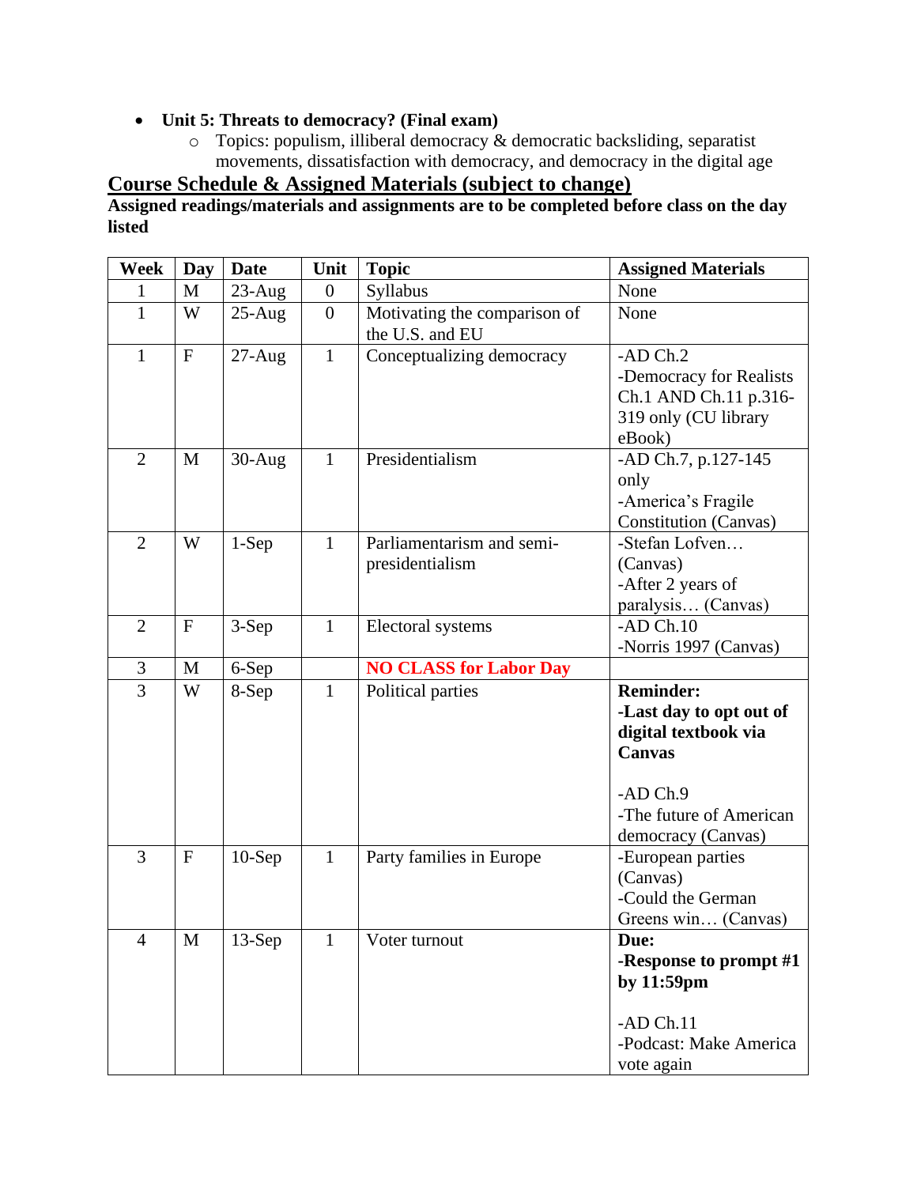- **Unit 5: Threats to democracy? (Final exam)**
    - Topics: populism, illiberal democracy & democratic backsliding, separatist movements, dissatisfaction with democracy, and democracy in the digital age

## Course Schedule & Assigned Materials (subject to change)

**Assigned readings/materials and assignments are to be completed before class on the day listed**

| Week | Day | Date | Unit | Topic | Assigned Materials |
|---|---|---|---|---|---|
| 1 | M | 23-Aug | 0 | Syllabus | None |
| 1 | W | 25-Aug | 0 | Motivating the comparison of the U.S. and EU | None |
| 1 | F | 27-Aug | 1 | Conceptualizing democracy | -AD Ch.2<br>-Democracy for Realists Ch.1 AND Ch.11 p.316-319 only (CU library eBook) |
| 2 | M | 30-Aug | 1 | Presidentialism | -AD Ch.7, p.127-145 only<br>-America's Fragile Constitution (Canvas) |
| 2 | W | 1-Sep | 1 | Parliamentarism and semi-presidentialism | -Stefan Lofven… (Canvas)<br>-After 2 years of paralysis… (Canvas) |
| 2 | F | 3-Sep | 1 | Electoral systems | -AD Ch.10<br>-Norris 1997 (Canvas) |
| 3 | M | 6-Sep | | **NO CLASS for Labor Day** | |
| 3 | W | 8-Sep | 1 | Political parties | **Reminder:**<br>**-Last day to opt out of digital textbook via Canvas**<br><br>-AD Ch.9<br>-The future of American democracy (Canvas) |
| 3 | F | 10-Sep | 1 | Party families in Europe | -European parties (Canvas)<br>-Could the German Greens win… (Canvas) |
| 4 | M | 13-Sep | 1 | Voter turnout | **Due:**<br>**-Response to prompt #1 by 11:59pm**<br><br>-AD Ch.11<br>-Podcast: Make America vote again |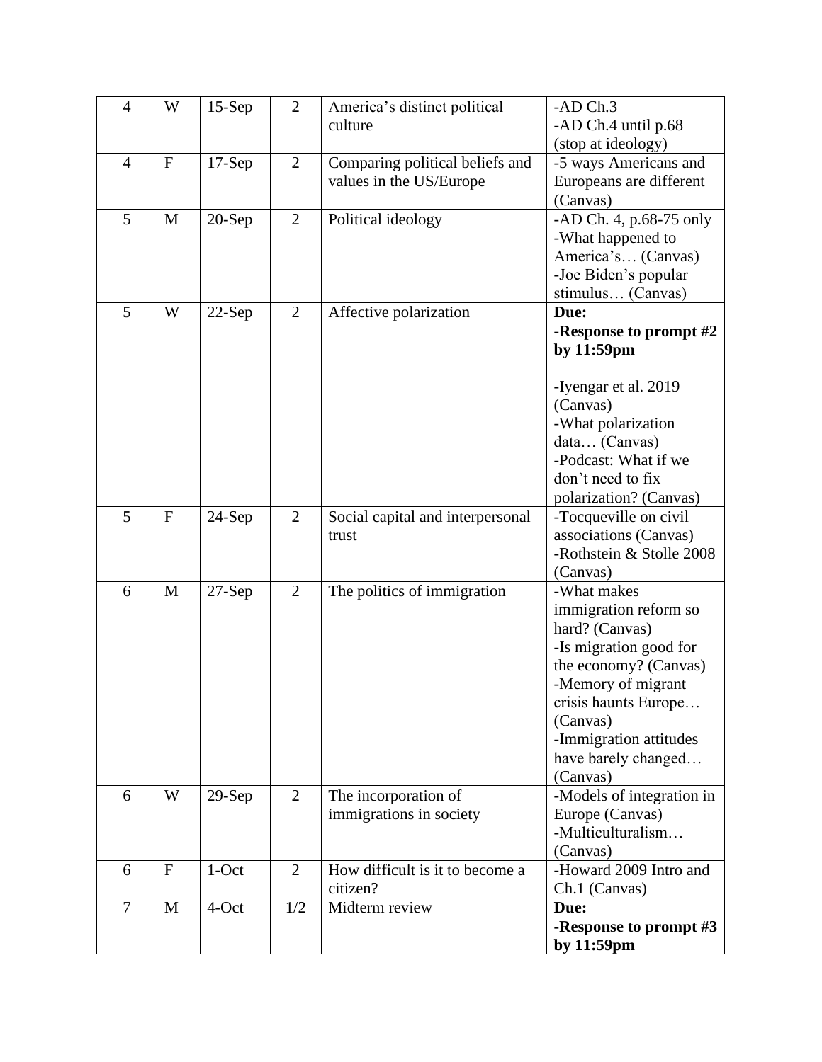| 4 | W | 15-Sep | 2 | America's distinct political culture | -AD Ch.3<br>-AD Ch.4 until p.68 (stop at ideology) |
|---|---|---|---|---|---|
| 4 | F | 17-Sep | 2 | Comparing political beliefs and values in the US/Europe | -5 ways Americans and Europeans are different (Canvas) |
| 5 | M | 20-Sep | 2 | Political ideology | -AD Ch. 4, p.68-75 only<br>-What happened to America's… (Canvas)<br>-Joe Biden's popular stimulus… (Canvas) |
| 5 | W | 22-Sep | 2 | Affective polarization | **Due:**<br>**-Response to prompt #2 by 11:59pm**<br><br>-Iyengar et al. 2019 (Canvas)<br>-What polarization data… (Canvas)<br>-Podcast: What if we don't need to fix polarization? (Canvas) |
| 5 | F | 24-Sep | 2 | Social capital and interpersonal trust | -Tocqueville on civil associations (Canvas)<br>-Rothstein & Stolle 2008 (Canvas) |
| 6 | M | 27-Sep | 2 | The politics of immigration | -What makes immigration reform so hard? (Canvas)<br>-Is migration good for the economy? (Canvas)<br>-Memory of migrant crisis haunts Europe… (Canvas)<br>-Immigration attitudes have barely changed… (Canvas) |
| 6 | W | 29-Sep | 2 | The incorporation of immigrations in society | -Models of integration in Europe (Canvas)<br>-Multiculturalism… (Canvas) |
| 6 | F | 1-Oct | 2 | How difficult is it to become a citizen? | -Howard 2009 Intro and Ch.1 (Canvas) |
| 7 | M | 4-Oct | 1/2 | Midterm review | **Due:**<br>**-Response to prompt #3 by 11:59pm** |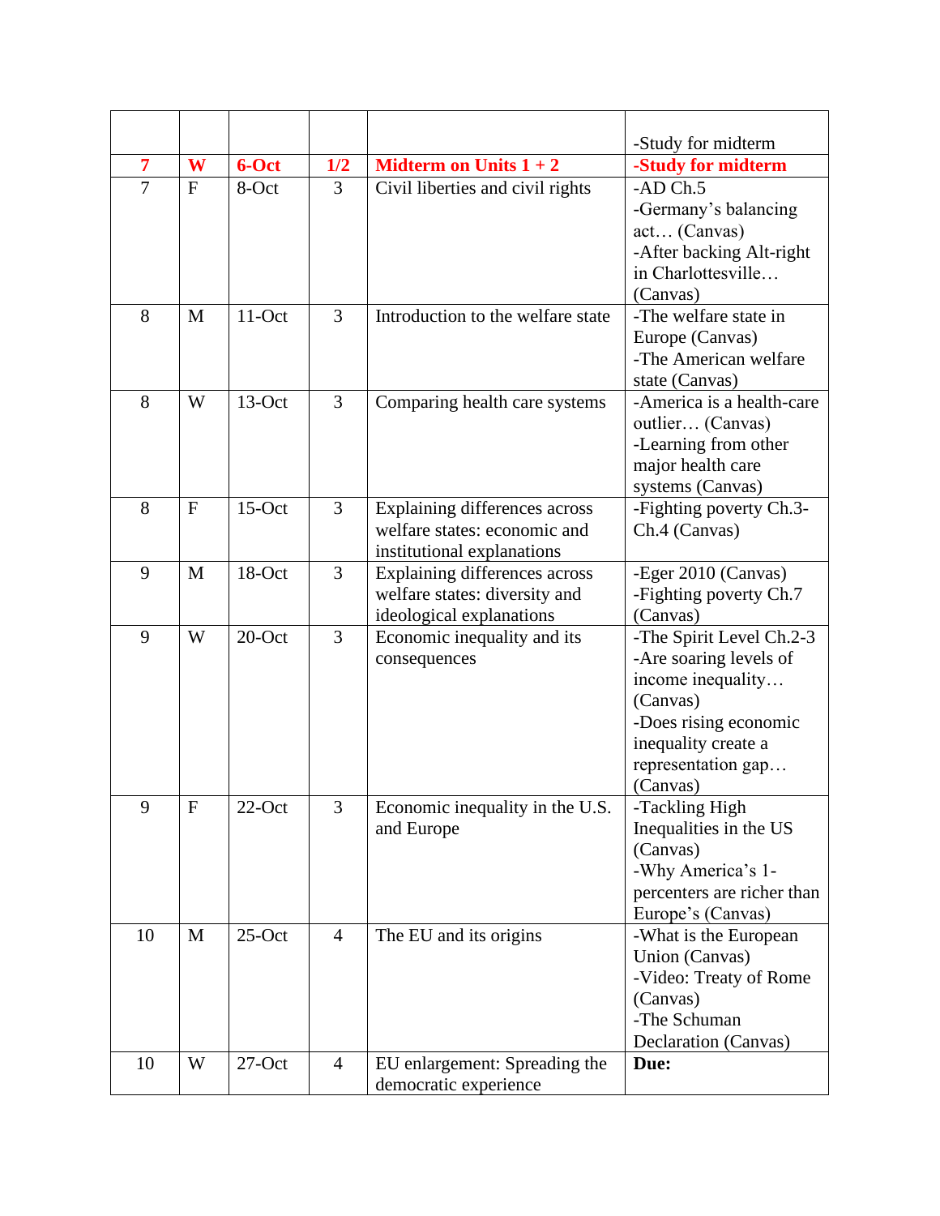| | | | | | -Study for midterm |
|---|---|---|---|---|---|
| **7** | **W** | **6-Oct** | **1/2** | **Midterm on Units 1 + 2** | **-Study for midterm** |
| 7 | F | 8-Oct | 3 | Civil liberties and civil rights | -AD Ch.5<br>-Germany's balancing act… (Canvas)<br>-After backing Alt-right in Charlottesville… (Canvas) |
| 8 | M | 11-Oct | 3 | Introduction to the welfare state | -The welfare state in Europe (Canvas)<br>-The American welfare state (Canvas) |
| 8 | W | 13-Oct | 3 | Comparing health care systems | -America is a health-care outlier… (Canvas)<br>-Learning from other major health care systems (Canvas) |
| 8 | F | 15-Oct | 3 | Explaining differences across welfare states: economic and institutional explanations | -Fighting poverty Ch.3-Ch.4 (Canvas) |
| 9 | M | 18-Oct | 3 | Explaining differences across welfare states: diversity and ideological explanations | -Eger 2010 (Canvas)<br>-Fighting poverty Ch.7 (Canvas) |
| 9 | W | 20-Oct | 3 | Economic inequality and its consequences | -The Spirit Level Ch.2-3<br>-Are soaring levels of income inequality… (Canvas)<br>-Does rising economic inequality create a representation gap… (Canvas) |
| 9 | F | 22-Oct | 3 | Economic inequality in the U.S. and Europe | -Tackling High Inequalities in the US (Canvas)<br>-Why America's 1-percenters are richer than Europe's (Canvas) |
| 10 | M | 25-Oct | 4 | The EU and its origins | -What is the European Union (Canvas)<br>-Video: Treaty of Rome (Canvas)<br>-The Schuman Declaration (Canvas) |
| 10 | W | 27-Oct | 4 | EU enlargement: Spreading the democratic experience | **Due:** |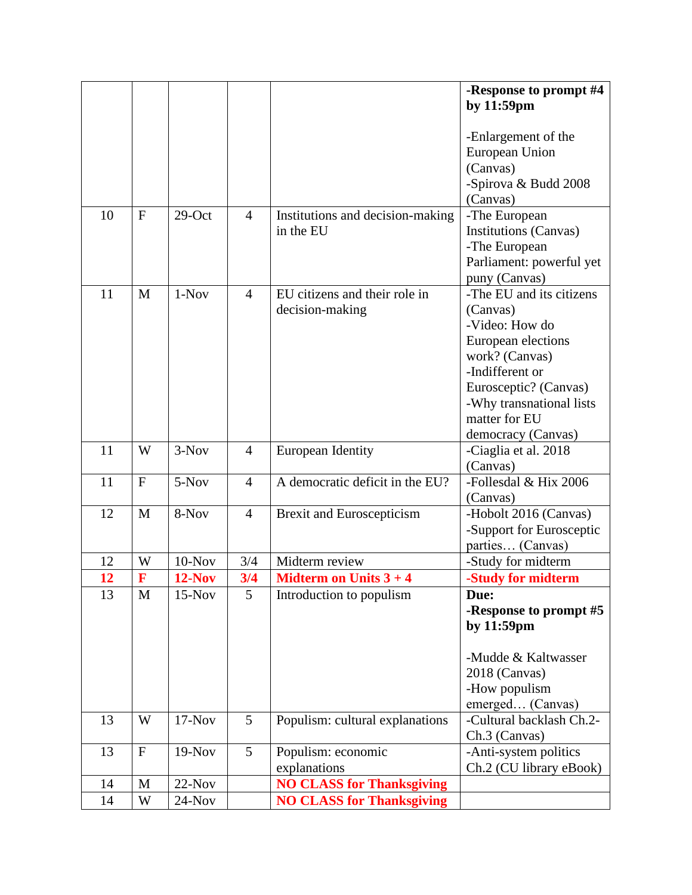| | | | | | -**Response to prompt #4 by 11:59pm**<br><br>-Enlargement of the European Union (Canvas)<br>-Spirova & Budd 2008 (Canvas) |
|---|---|---|---|---|---|
| 10 | F | 29-Oct | 4 | Institutions and decision-making in the EU | -The European Institutions (Canvas)<br>-The European Parliament: powerful yet puny (Canvas) |
| 11 | M | 1-Nov | 4 | EU citizens and their role in decision-making | -The EU and its citizens (Canvas)<br>-Video: How do European elections work? (Canvas)<br>-Indifferent or Eurosceptic? (Canvas)<br>-Why transnational lists matter for EU democracy (Canvas) |
| 11 | W | 3-Nov | 4 | European Identity | -Ciaglia et al. 2018 (Canvas) |
| 11 | F | 5-Nov | 4 | A democratic deficit in the EU? | -Follesdal & Hix 2006 (Canvas) |
| 12 | M | 8-Nov | 4 | Brexit and Euroscepticism | -Hobolt 2016 (Canvas)<br>-Support for Eurosceptic parties… (Canvas) |
| 12 | W | 10-Nov | 3/4 | Midterm review | -Study for midterm |
| **12** | **F** | **12-Nov** | **3/4** | **Midterm on Units 3 + 4** | **-Study for midterm** |
| 13 | M | 15-Nov | 5 | Introduction to populism | **Due:**<br>**-Response to prompt #5 by 11:59pm**<br><br>-Mudde & Kaltwasser 2018 (Canvas)<br>-How populism emerged… (Canvas) |
| 13 | W | 17-Nov | 5 | Populism: cultural explanations | -Cultural backlash Ch.2-Ch.3 (Canvas) |
| 13 | F | 19-Nov | 5 | Populism: economic explanations | -Anti-system politics Ch.2 (CU library eBook) |
| 14 | M | 22-Nov | | **NO CLASS for Thanksgiving** | |
| 14 | W | 24-Nov | | **NO CLASS for Thanksgiving** | |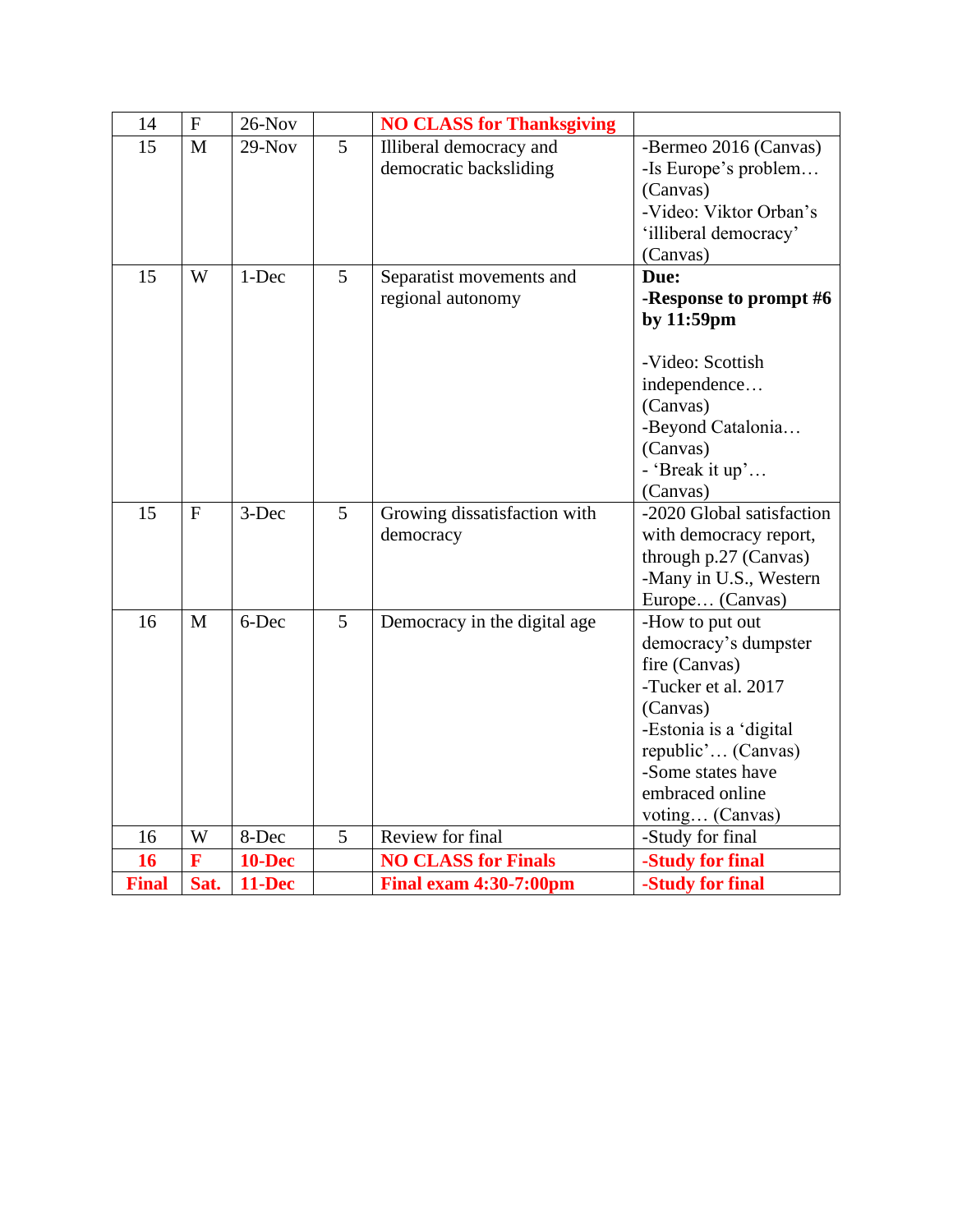| 14 | F | 26-Nov | | **NO CLASS for Thanksgiving** | |
|---|---|---|---|---|---|
| 15 | M | 29-Nov | 5 | Illiberal democracy and democratic backsliding | -Bermeo 2016 (Canvas)<br>-Is Europe's problem… (Canvas)<br>-Video: Viktor Orban's 'illiberal democracy' (Canvas) |
| 15 | W | 1-Dec | 5 | Separatist movements and regional autonomy | **Due:**<br>**-Response to prompt #6 by 11:59pm**<br><br>-Video: Scottish independence… (Canvas)<br>-Beyond Catalonia… (Canvas)<br>- 'Break it up'… (Canvas) |
| 15 | F | 3-Dec | 5 | Growing dissatisfaction with democracy | -2020 Global satisfaction with democracy report, through p.27 (Canvas)<br>-Many in U.S., Western Europe… (Canvas) |
| 16 | M | 6-Dec | 5 | Democracy in the digital age | -How to put out democracy's dumpster fire (Canvas)<br>-Tucker et al. 2017 (Canvas)<br>-Estonia is a 'digital republic'… (Canvas)<br>-Some states have embraced online voting… (Canvas) |
| 16 | W | 8-Dec | 5 | Review for final | -Study for final |
| **16** | **F** | **10-Dec** | | **NO CLASS for Finals** | **-Study for final** |
| **Final** | **Sat.** | **11-Dec** | | **Final exam 4:30-7:00pm** | **-Study for final** |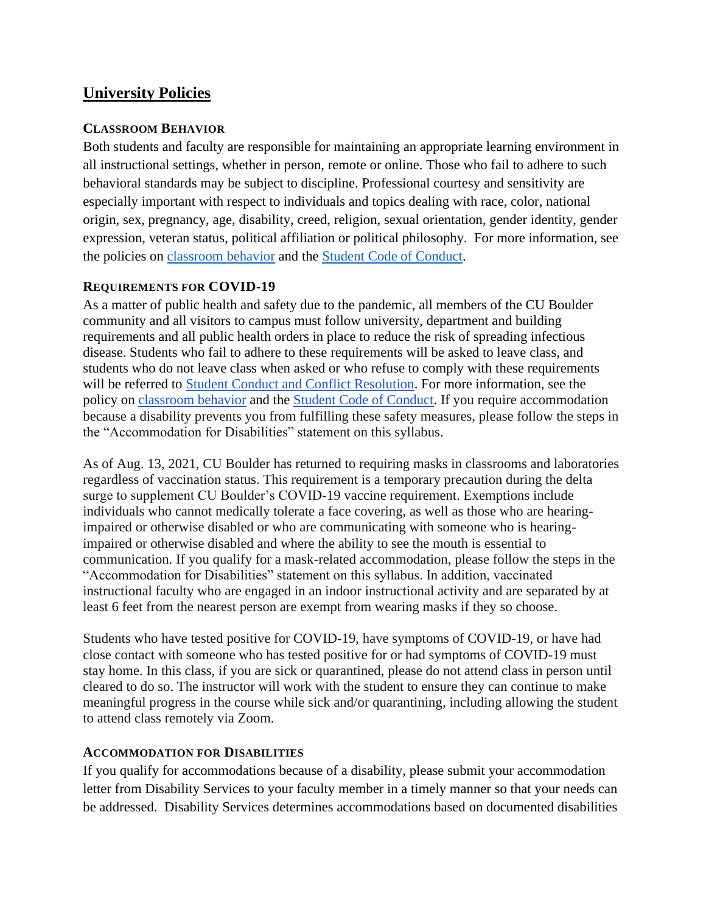## University Policies

### Classroom Behavior

Both students and faculty are responsible for maintaining an appropriate learning environment in all instructional settings, whether in person, remote or online. Those who fail to adhere to such behavioral standards may be subject to discipline. Professional courtesy and sensitivity are especially important with respect to individuals and topics dealing with race, color, national origin, sex, pregnancy, age, disability, creed, religion, sexual orientation, gender identity, gender expression, veteran status, political affiliation or political philosophy. For more information, see the policies on classroom behavior and the Student Code of Conduct.

### Requirements for COVID-19

As a matter of public health and safety due to the pandemic, all members of the CU Boulder community and all visitors to campus must follow university, department and building requirements and all public health orders in place to reduce the risk of spreading infectious disease. Students who fail to adhere to these requirements will be asked to leave class, and students who do not leave class when asked or who refuse to comply with these requirements will be referred to Student Conduct and Conflict Resolution. For more information, see the policy on classroom behavior and the Student Code of Conduct. If you require accommodation because a disability prevents you from fulfilling these safety measures, please follow the steps in the "Accommodation for Disabilities" statement on this syllabus.

As of Aug. 13, 2021, CU Boulder has returned to requiring masks in classrooms and laboratories regardless of vaccination status. This requirement is a temporary precaution during the delta surge to supplement CU Boulder's COVID-19 vaccine requirement. Exemptions include individuals who cannot medically tolerate a face covering, as well as those who are hearing-impaired or otherwise disabled or who are communicating with someone who is hearing-impaired or otherwise disabled and where the ability to see the mouth is essential to communication. If you qualify for a mask-related accommodation, please follow the steps in the "Accommodation for Disabilities" statement on this syllabus. In addition, vaccinated instructional faculty who are engaged in an indoor instructional activity and are separated by at least 6 feet from the nearest person are exempt from wearing masks if they so choose.

Students who have tested positive for COVID-19, have symptoms of COVID-19, or have had close contact with someone who has tested positive for or had symptoms of COVID-19 must stay home. In this class, if you are sick or quarantined, please do not attend class in person until cleared to do so. The instructor will work with the student to ensure they can continue to make meaningful progress in the course while sick and/or quarantining, including allowing the student to attend class remotely via Zoom.

### Accommodation for Disabilities

If you qualify for accommodations because of a disability, please submit your accommodation letter from Disability Services to your faculty member in a timely manner so that your needs can be addressed. Disability Services determines accommodations based on documented disabilities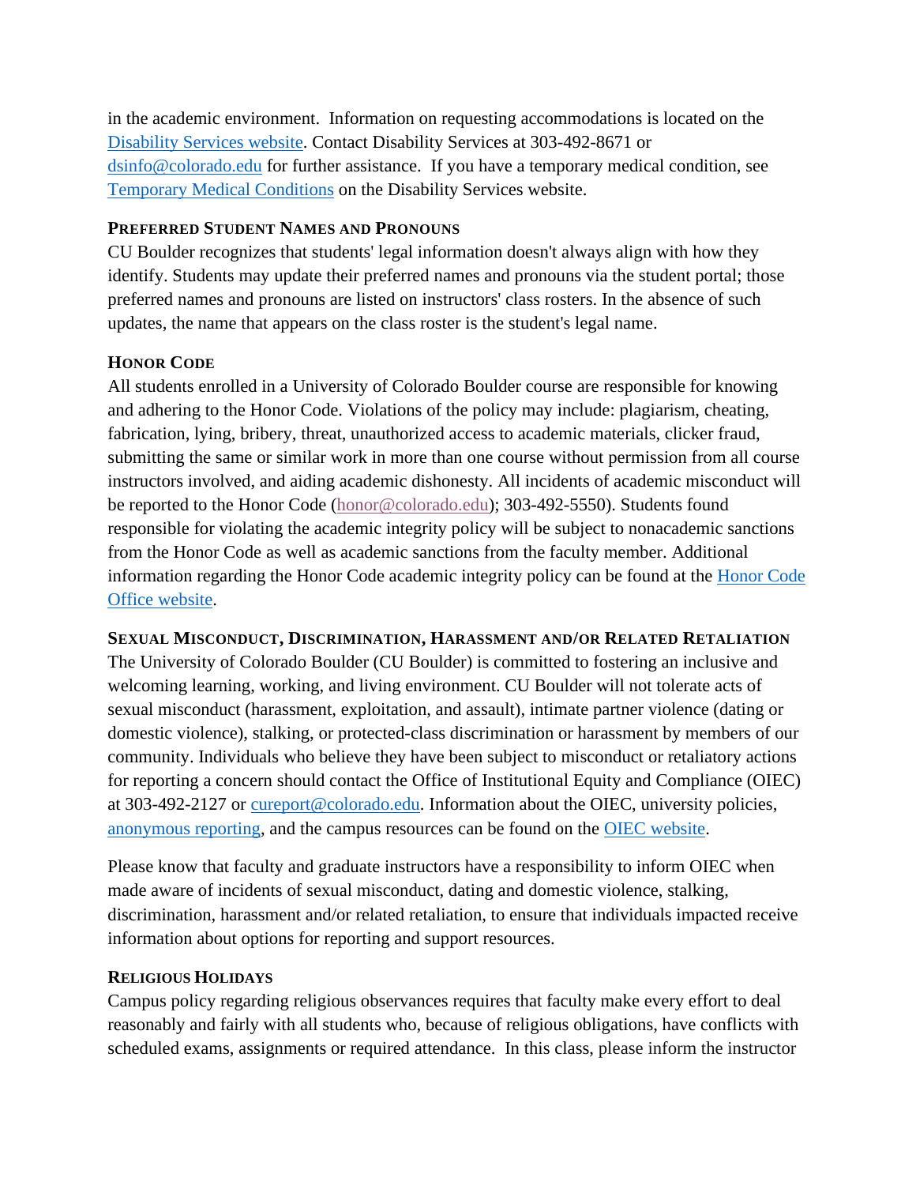in the academic environment. Information on requesting accommodations is located on the [Disability Services website](). Contact Disability Services at 303-492-8671 or [dsinfo@colorado.edu]() for further assistance. If you have a temporary medical condition, see [Temporary Medical Conditions]() on the Disability Services website.

### PREFERRED STUDENT NAMES AND PRONOUNS

CU Boulder recognizes that students' legal information doesn't always align with how they identify. Students may update their preferred names and pronouns via the student portal; those preferred names and pronouns are listed on instructors' class rosters. In the absence of such updates, the name that appears on the class roster is the student's legal name.

### HONOR CODE

All students enrolled in a University of Colorado Boulder course are responsible for knowing and adhering to the Honor Code. Violations of the policy may include: plagiarism, cheating, fabrication, lying, bribery, threat, unauthorized access to academic materials, clicker fraud, submitting the same or similar work in more than one course without permission from all course instructors involved, and aiding academic dishonesty. All incidents of academic misconduct will be reported to the Honor Code ([honor@colorado.edu]()); 303-492-5550). Students found responsible for violating the academic integrity policy will be subject to nonacademic sanctions from the Honor Code as well as academic sanctions from the faculty member. Additional information regarding the Honor Code academic integrity policy can be found at the [Honor Code Office website]().

### SEXUAL MISCONDUCT, DISCRIMINATION, HARASSMENT AND/OR RELATED RETALIATION

The University of Colorado Boulder (CU Boulder) is committed to fostering an inclusive and welcoming learning, working, and living environment. CU Boulder will not tolerate acts of sexual misconduct (harassment, exploitation, and assault), intimate partner violence (dating or domestic violence), stalking, or protected-class discrimination or harassment by members of our community. Individuals who believe they have been subject to misconduct or retaliatory actions for reporting a concern should contact the Office of Institutional Equity and Compliance (OIEC) at 303-492-2127 or [cureport@colorado.edu](). Information about the OIEC, university policies, [anonymous reporting](), and the campus resources can be found on the [OIEC website]().

Please know that faculty and graduate instructors have a responsibility to inform OIEC when made aware of incidents of sexual misconduct, dating and domestic violence, stalking, discrimination, harassment and/or related retaliation, to ensure that individuals impacted receive information about options for reporting and support resources.

### RELIGIOUS HOLIDAYS

Campus policy regarding religious observances requires that faculty make every effort to deal reasonably and fairly with all students who, because of religious obligations, have conflicts with scheduled exams, assignments or required attendance. In this class, please inform the instructor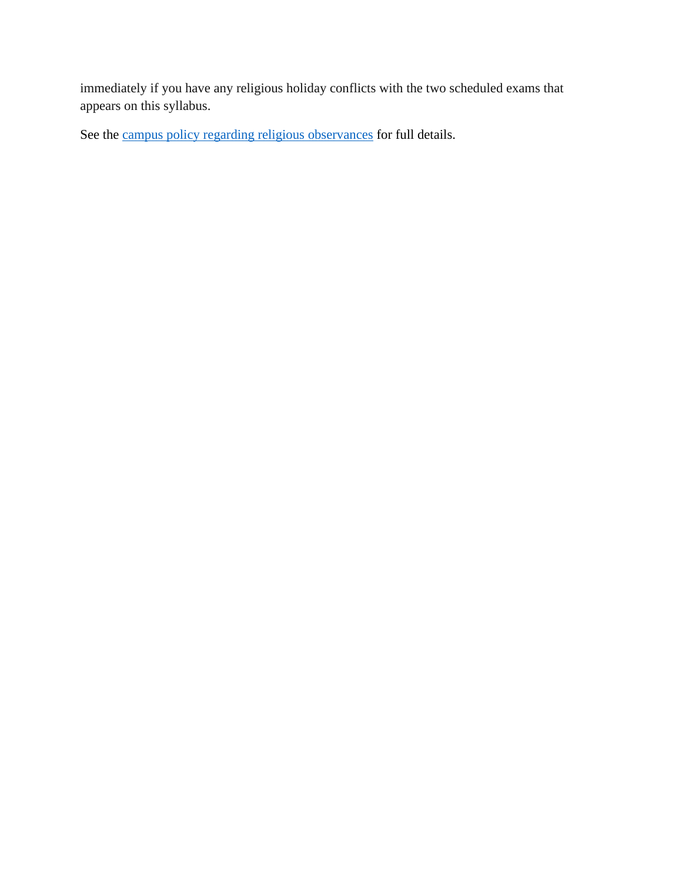immediately if you have any religious holiday conflicts with the two scheduled exams that appears on this syllabus.

See the campus policy regarding religious observances for full details.